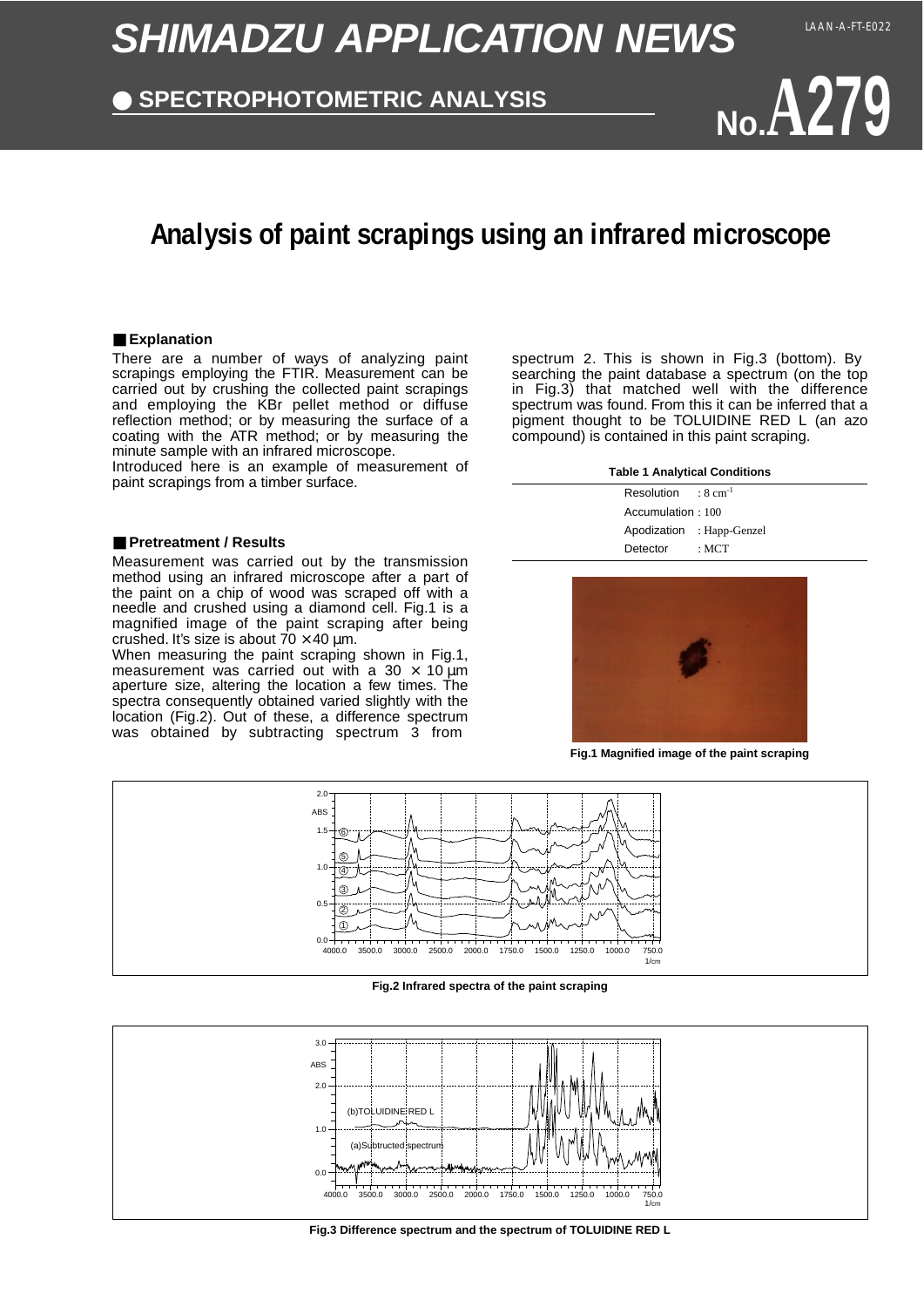# SHIMADZU APPLICATION NEWS

LAAN-A-FT-E022

● SPECTROPHOTOMETRIC ANALYSIS

No.A279

## Analysis of paint scrapings using an infrared microscope

### ■ Explanation

There are a number of ways of analyzing paint scrapings employing the FTIR. Measurement can be carried out by crushing the collected paint scrapings and employing the KBr pellet method or diffuse reflection method; or by measuring the surface of a coating with the ATR method; or by measuring the minute sample with an infrared microscope.

Introduced here is an example of measurement of paint scrapings from a timber surface.

### ■ Pretreatment / Results

Measurement was carried out by the transmission method using an infrared microscope after a part of the paint on a chip of wood was scraped off with a needle and crushed using a diamond cell. Fig.1 is a magnified image of the paint scraping after being crushed. It's size is about 70 × 40 μm.

When measuring the paint scraping shown in Fig.1, measurement was carried out with a 30 × 10 μm aperture size, altering the location a few times. The spectra consequently obtained varied slightly with the location (Fig.2). Out of these, a difference spectrum was obtained by subtracting spectrum 3 from spectrum 2. This is shown in Fig.3 (bottom). By searching the paint database a spectrum (on the top in Fig.3) that matched well with the difference spectrum was found. From this it can be inferred that a pigment thought to be TOLUIDINE RED L (an azo compound) is contained in this paint scraping.

**Table 1 Analytical Conditions**

| | |
|---|---|
| Resolution | : 8 $cm^{-1}$ |
| Accumulation | : 100 |
| Apodization | : Happ-Genzel |
| Detector | : MCT |

Fig.1 Magnified image of the paint scraping

Fig.2 Infrared spectra of the paint scraping

Fig.3 Difference spectrum and the spectrum of TOLUIDINE RED L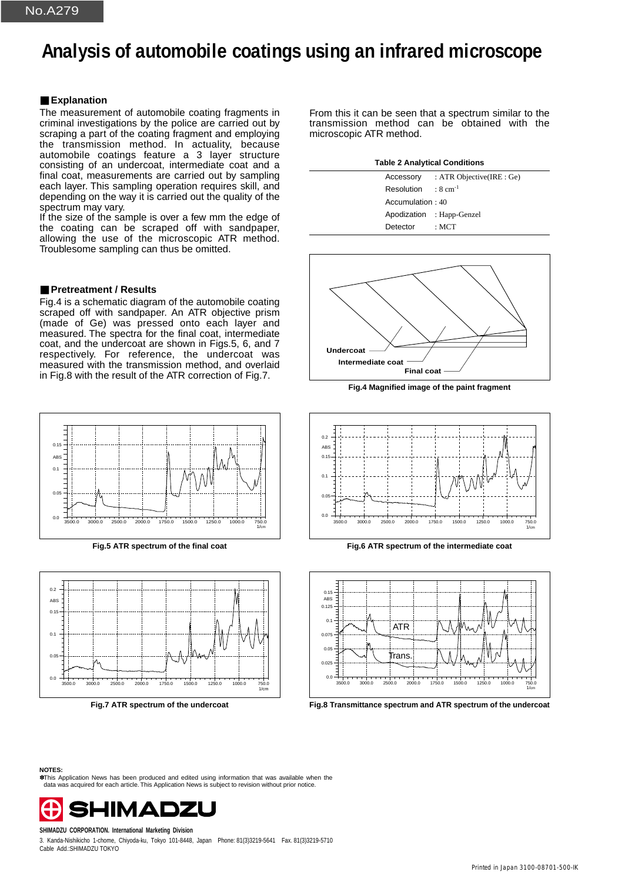No.A279

# Analysis of automobile coatings using an infrared microscope

## ■ Explanation

The measurement of automobile coating fragments in criminal investigations by the police are carried out by scraping a part of the coating fragment and employing the transmission method. In actuality, because automobile coatings feature a 3 layer structure consisting of an undercoat, intermediate coat and a final coat, measurements are carried out by sampling each layer. This sampling operation requires skill, and depending on the way it is carried out the quality of the spectrum may vary.

If the size of the sample is over a few mm the edge of the coating can be scraped off with sandpaper, allowing the use of the microscopic ATR method. Troublesome sampling can thus be omitted.

## ■ Pretreatment / Results

Fig.4 is a schematic diagram of the automobile coating scraped off with sandpaper. An ATR objective prism (made of Ge) was pressed onto each layer and measured. The spectra for the final coat, intermediate coat, and the undercoat are shown in Figs.5, 6, and 7 respectively. For reference, the undercoat was measured with the transmission method, and overlaid in Fig.8 with the result of the ATR correction of Fig.7.

From this it can be seen that a spectrum similar to the transmission method can be obtained with the microscopic ATR method.

**Table 2 Analytical Conditions**

| | |
|---|---|
| Accessory | : ATR Objective(IRE : Ge) |
| Resolution | : 8 cm$^{-1}$ |
| Accumulation | : 40 |
| Apodization | : Happ-Genzel |
| Detector | : MCT |

Undercoat
Intermediate coat
Final coat

**Fig.4 Magnified image of the paint fragment**

**Fig.5 ATR spectrum of the final coat**

**Fig.6 ATR spectrum of the intermediate coat**

**Fig.7 ATR spectrum of the undercoat**

ATR
Trans.

**Fig.8 Transmittance spectrum and ATR spectrum of the undercoat**

**NOTES:**
✽This Application News has been produced and edited using information that was available when the data was acquired for each article. This Application News is subject to revision without prior notice.

SHIMADZU

**SHIMADZU CORPORATION. International Marketing Division**
3. Kanda-Nishikicho 1-chome, Chiyoda-ku, Tokyo 101-8448, Japan  Phone: 81(3)3219-5641  Fax. 81(3)3219-5710
Cable Add.:SHIMADZU TOKYO

Printed in Japan 3100-08701-500-IK